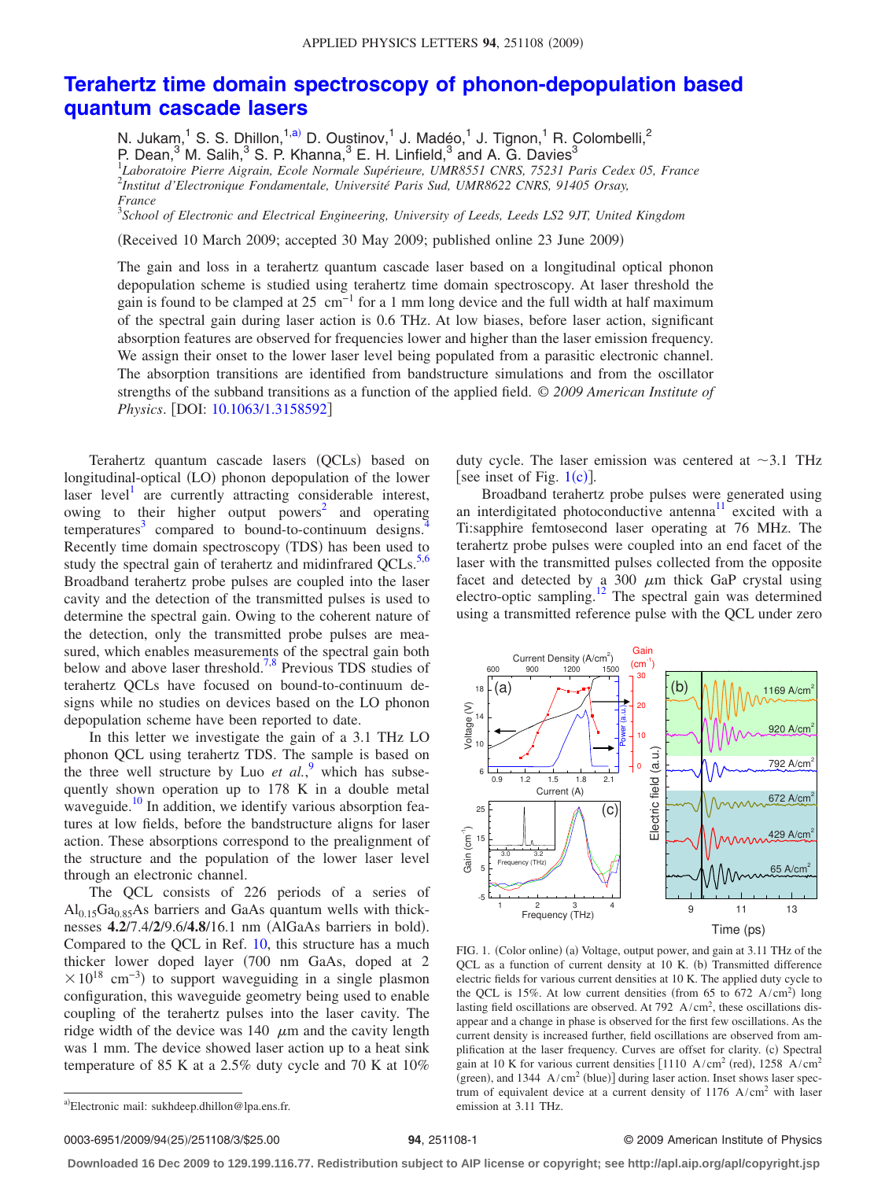# Terahertz time domain spectroscopy of phonon-depopulation based quantum cascade lasers

N. Jukam,[1] S. S. Dhillon,[1,a)] D. Oustinov,[1] J. Madéo,[1] J. Tignon,[1] R. Colombelli,[2] P. Dean,[3] M. Salih,[3] S. P. Khanna,[3] E. H. Linfield,[3] and A. G. Davies[3]

[1]*Laboratoire Pierre Aigrain, Ecole Normale Supérieure, UMR8551 CNRS, 75231 Paris Cedex 05, France*
[2]*Institut d'Electronique Fondamentale, Université Paris Sud, UMR8622 CNRS, 91405 Orsay, France*
[3]*School of Electronic and Electrical Engineering, University of Leeds, Leeds LS2 9JT, United Kingdom*

(Received 10 March 2009; accepted 30 May 2009; published online 23 June 2009)

The gain and loss in a terahertz quantum cascade laser based on a longitudinal optical phonon depopulation scheme is studied using terahertz time domain spectroscopy. At laser threshold the gain is found to be clamped at 25 $\text{cm}^{-1}$ for a 1 mm long device and the full width at half maximum of the spectral gain during laser action is 0.6 THz. At low biases, before laser action, significant absorption features are observed for frequencies lower and higher than the laser emission frequency. We assign their onset to the lower laser level being populated from a parasitic electronic channel. The absorption transitions are identified from bandstructure simulations and from the oscillator strengths of the subband transitions as a function of the applied field. *© 2009 American Institute of Physics*. [DOI: 10.1063/1.3158592]

Terahertz quantum cascade lasers (QCLs) based on longitudinal-optical (LO) phonon depopulation of the lower laser level[1] are currently attracting considerable interest, owing to their higher output powers[2] and operating temperatures[3] compared to bound-to-continuum designs.[4] Recently time domain spectroscopy (TDS) has been used to study the spectral gain of terahertz and midinfrared QCLs.[5,6] Broadband terahertz probe pulses are coupled into the laser cavity and the detection of the transmitted pulses is used to determine the spectral gain. Owing to the coherent nature of the detection, only the transmitted probe pulses are measured, which enables measurements of the spectral gain both below and above laser threshold.[7,8] Previous TDS studies of terahertz QCLs have focused on bound-to-continuum designs while no studies on devices based on the LO phonon depopulation scheme have been reported to date.

In this letter we investigate the gain of a 3.1 THz LO phonon QCL using terahertz TDS. The sample is based on the three well structure by Luo *et al.*,[9] which has subsequently shown operation up to 178 K in a double metal waveguide.[10] In addition, we identify various absorption features at low fields, before the bandstructure aligns for laser action. These absorptions correspond to the prealignment of the structure and the population of the lower laser level through an electronic channel.

The QCL consists of 226 periods of a series of $Al_{0.15}Ga_{0.85}As$ barriers and GaAs quantum wells with thicknesses **4.2**/7.4/**2**/9.6/**4.8**/16.1 nm (AlGaAs barriers in bold). Compared to the QCL in Ref. 10, this structure has a much thicker lower doped layer (700 nm GaAs, doped at $2\times10^{18}$ $\text{cm}^{-3}$) to support waveguiding in a single plasmon configuration, this waveguide geometry being used to enable coupling of the terahertz pulses into the laser cavity. The ridge width of the device was 140 $\mu$m and the cavity length was 1 mm. The device showed laser action up to a heat sink temperature of 85 K at a 2.5% duty cycle and 70 K at 10% duty cycle. The laser emission was centered at ~3.1 THz [see inset of Fig. 1(c)].

Broadband terahertz probe pulses were generated using an interdigitated photoconductive antenna[11] excited with a Ti:sapphire femtosecond laser operating at 76 MHz. The terahertz probe pulses were coupled into an end facet of the laser with the transmitted pulses collected from the opposite facet and detected by a 300 $\mu$m thick GaP crystal using electro-optic sampling.[12] The spectral gain was determined using a transmitted reference pulse with the QCL under zero

FIG. 1. (Color online) (a) Voltage, output power, and gain at 3.11 THz of the QCL as a function of current density at 10 K. (b) Transmitted difference electric fields for various current densities at 10 K. The applied duty cycle to the QCL is 15%. At low current densities (from 65 to 672 $\text{A/cm}^2$) long lasting field oscillations are observed. At 792 $\text{A/cm}^2$, these oscillations disappear and a change in phase is observed for the first few oscillations. As the current density is increased further, field oscillations are observed from amplification at the laser frequency. Curves are offset for clarity. (c) Spectral gain at 10 K for various current densities [1110 $\text{A/cm}^2$ (red), 1258 $\text{A/cm}^2$ (green), and 1344 $\text{A/cm}^2$ (blue)] during laser action. Inset shows laser spectrum of equivalent device at a current density of 1176 $\text{A/cm}^2$ with laser emission at 3.11 THz.

[a)]Electronic mail: sukhdeep.dhillon@lpa.ens.fr.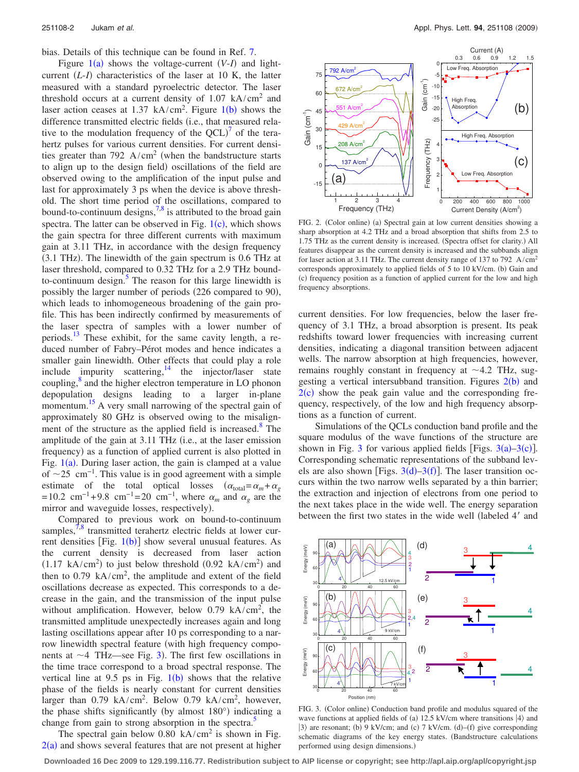bias. Details of this technique can be found in Ref. 7.

Figure 1(a) shows the voltage-current ($V$-$I$) and light-current ($L$-$I$) characteristics of the laser at 10 K, the latter measured with a standard pyroelectric detector. The laser threshold occurs at a current density of 1.07 kA/cm$^2$ and laser action ceases at 1.37 kA/cm$^2$. Figure 1(b) shows the difference transmitted electric fields (i.e., that measured relative to the modulation frequency of the QCL)[7] of the terahertz pulses for various current densities. For current densities greater than 792 A/cm$^2$ (when the bandstructure starts to align up to the design field) oscillations of the field are observed owing to the amplification of the input pulse and last for approximately 3 ps when the device is above threshold. The short time period of the oscillations, compared to bound-to-continuum designs,[7,8] is attributed to the broad gain spectra. The latter can be observed in Fig. 1(c), which shows the gain spectra for three different currents with maximum gain at 3.11 THz, in accordance with the design frequency (3.1 THz). The linewidth of the gain spectrum is 0.6 THz at laser threshold, compared to 0.32 THz for a 2.9 THz bound-to-continuum design.[5] The reason for this large linewidth is possibly the larger number of periods (226 compared to 90), which leads to inhomogeneous broadening of the gain profile. This has been indirectly confirmed by measurements of the laser spectra of samples with a lower number of periods.[13] These exhibit, for the same cavity length, a reduced number of Fabry–Pérot modes and hence indicates a smaller gain linewidth. Other effects that could play a role include impurity scattering,[14] the injector/laser state coupling,[8] and the higher electron temperature in LO phonon depopulation designs leading to a larger in-plane momentum.[15] A very small narrowing of the spectral gain of approximately 80 GHz is observed owing to the misalignment of the structure as the applied field is increased.[8] The amplitude of the gain at 3.11 THz (i.e., at the laser emission frequency) as a function of applied current is also plotted in Fig. 1(a). During laser action, the gain is clamped at a value of ~25 cm$^{-1}$. This value is in good agreement with a simple estimate of the total optical losses ($\alpha_{\text{total}}=\alpha_m+\alpha_g=10.2\ \text{cm}^{-1}+9.8\ \text{cm}^{-1}=20\ \text{cm}^{-1}$, where $\alpha_m$ and $\alpha_g$ are the mirror and waveguide losses, respectively).

Compared to previous work on bound-to-continuum samples,[7,8] transmitted terahertz electric fields at lower current densities [Fig. 1(b)] show several unusual features. As the current density is decreased from laser action (1.17 kA/cm$^2$) to just below threshold (0.92 kA/cm$^2$) and then to 0.79 kA/cm$^2$, the amplitude and extent of the field oscillations decrease as expected. This corresponds to a decrease in the gain, and the transmission of the input pulse without amplification. However, below 0.79 kA/cm$^2$, the transmitted amplitude unexpectedly increases again and long lasting oscillations appear after 10 ps corresponding to a narrow linewidth spectral feature (with high frequency components at ~4 THz—see Fig. 3). The first few oscillations in the time trace correspond to a broad spectral response. The vertical line at 9.5 ps in Fig. 1(b) shows that the relative phase of the fields is nearly constant for current densities larger than 0.79 kA/cm$^2$. Below 0.79 kA/cm$^2$, however, the phase shifts significantly (by almost 180°) indicating a change from gain to strong absorption in the spectra.[5]

The spectral gain below 0.80 kA/cm$^2$ is shown in Fig. 2(a) and shows several features that are not present at higher current densities. For low frequencies, below the laser frequency of 3.1 THz, a broad absorption is present. Its peak redshifts toward lower frequencies with increasing current densities, indicating a diagonal transition between adjacent wells. The narrow absorption at high frequencies, however, remains roughly constant in frequency at ~4.2 THz, suggesting a vertical intersubband transition. Figures 2(b) and 2(c) show the peak gain value and the corresponding frequency, respectively, of the low and high frequency absorptions as a function of current.

FIG. 2. (Color online) (a) Spectral gain at low current densities showing a sharp absorption at 4.2 THz and a broad absorption that shifts from 2.5 to 1.75 THz as the current density is increased. (Spectra offset for clarity.) All features disappear as the current density is increased and the subbands align for laser action at 3.11 THz. The current density range of 137 to 792 A/cm$^2$ corresponds approximately to applied fields of 5 to 10 kV/cm. (b) Gain and (c) frequency position as a function of applied current for the low and high frequency absorptions.

Simulations of the QCLs conduction band profile and the square modulus of the wave functions of the structure are shown in Fig. 3 for various applied fields [Figs. 3(a)–3(c)]. Corresponding schematic representations of the subband levels are also shown [Figs. 3(d)–3(f)]. The laser transition occurs within the two narrow wells separated by a thin barrier; the extraction and injection of electrons from one period to the next takes place in the wide well. The energy separation between the first two states in the wide well (labeled 4′ and

FIG. 3. (Color online) Conduction band profile and modulus squared of the wave functions at applied fields of (a) 12.5 kV/cm where transitions $|4\rangle$ and $|3\rangle$ are resonant; (b) 9 kV/cm; and (c) 7 kV/cm. (d)–(f) give corresponding schematic diagrams of the key energy states. (Bandstructure calculations performed using design dimensions.)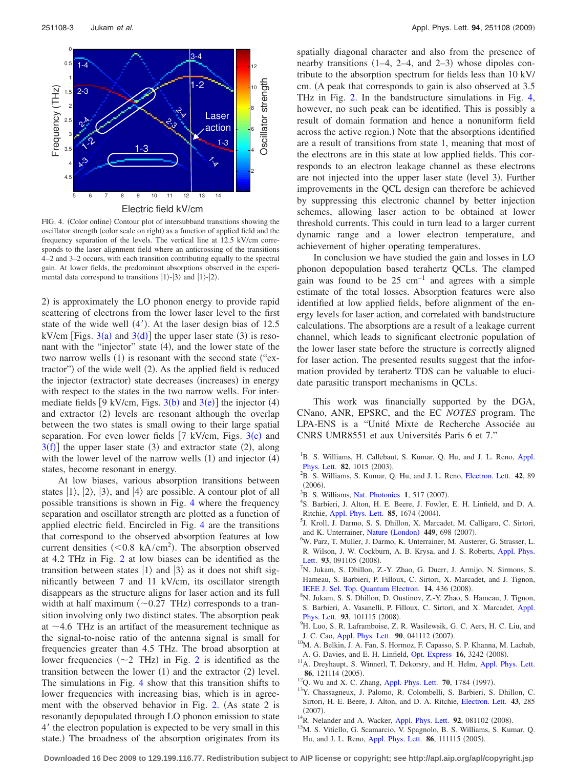0
0.5
1
1.5
2
2.5
3
3.5
4
4.5
Frequency (THz)
5 6 7 8 9 10 11 12 13 14
Electric field kV/cm
1-4
2-3
2-4
1-2
4-3
1-3
3-4
1-2
2-4
2-3
1-3
1-4
Laser action
12
10
8
6
4
2
Oscillator strength

FIG. 4. (Color online) Contour plot of intersubband transitions showing the oscillator strength (color scale on right) as a function of applied field and the frequency separation of the levels. The vertical line at 12.5 kV/cm corresponds to the laser alignment field where an anticrossing of the transitions 4–2 and 3–2 occurs, with each transition contributing equally to the spectral gain. At lower fields, the predominant absorptions observed in the experimental data correspond to transitions |1⟩-|3⟩ and |1⟩-|2⟩.

2) is approximately the LO phonon energy to provide rapid scattering of electrons from the lower laser level to the first state of the wide well (4′). At the laser design bias of 12.5 kV/cm [Figs. 3(a) and 3(d)] the upper laser state (3) is resonant with the "injector" state (4), and the lower state of the two narrow wells (1) is resonant with the second state ("extractor") of the wide well (2). As the applied field is reduced the injector (extractor) state decreases (increases) in energy with respect to the states in the two narrow wells. For intermediate fields [9 kV/cm, Figs. 3(b) and 3(e)] the injector (4) and extractor (2) levels are resonant although the overlap between the two states is small owing to their large spatial separation. For even lower fields [7 kV/cm, Figs. 3(c) and 3(f)] the upper laser state (3) and extractor state (2), along with the lower level of the narrow wells (1) and injector (4) states, become resonant in energy.

At low biases, various absorption transitions between states |1⟩, |2⟩, |3⟩, and |4⟩ are possible. A contour plot of all possible transitions is shown in Fig. 4 where the frequency separation and oscillator strength are plotted as a function of applied electric field. Encircled in Fig. 4 are the transitions that correspond to the observed absorption features at low current densities (<0.8 kA/cm$^2$). The absorption observed at 4.2 THz in Fig. 2 at low biases can be identified as the transition between states |1⟩ and |3⟩ as it does not shift significantly between 7 and 11 kV/cm, its oscillator strength disappears as the structure aligns for laser action and its full width at half maximum (~0.27 THz) corresponds to a transition involving only two distinct states. The absorption peak at ~4.6 THz is an artifact of the measurement technique as the signal-to-noise ratio of the antenna signal is small for frequencies greater than 4.5 THz. The broad absorption at lower frequencies (~2 THz) in Fig. 2 is identified as the transition between the lower (1) and the extractor (2) level. The simulations in Fig. 4 show that this transition shifts to lower frequencies with increasing bias, which is in agreement with the observed behavior in Fig. 2. (As state 2 is resonantly depopulated through LO phonon emission to state 4′ the electron population is expected to be very small in this state.) The broadness of the absorption originates from its spatially diagonal character and also from the presence of nearby transitions (1–4, 2–4, and 2–3) whose dipoles contribute to the absorption spectrum for fields less than 10 kV/cm. (A peak that corresponds to gain is also observed at 3.5 THz in Fig. 2. In the bandstructure simulations in Fig. 4, however, no such peak can be identified. This is possibly a result of domain formation and hence a nonuniform field across the active region.) Note that the absorptions identified are a result of transitions from state 1, meaning that most of the electrons are in this state at low applied fields. This corresponds to an electron leakage channel as these electrons are not injected into the upper laser state (level 3). Further improvements in the QCL design can therefore be achieved by suppressing this electronic channel by better injection schemes, allowing laser action to be obtained at lower threshold currents. This could in turn lead to a larger current dynamic range and a lower electron temperature, and achievement of higher operating temperatures.

In conclusion we have studied the gain and losses in LO phonon depopulation based terahertz QCLs. The clamped gain was found to be 25 cm$^{-1}$ and agrees with a simple estimate of the total losses. Absorption features were also identified at low applied fields, before alignment of the energy levels for laser action, and correlated with bandstructure calculations. The absorptions are a result of a leakage current channel, which leads to significant electronic population of the lower laser state before the structure is correctly aligned for laser action. The presented results suggest that the information provided by terahertz TDS can be valuable to elucidate parasitic transport mechanisms in QCLs.

This work was financially supported by the DGA, CNano, ANR, EPSRC, and the EC *NOTES* program. The LPA-ENS is a "Unité Mixte de Recherche Associée au CNRS UMR8551 et aux Universités Paris 6 et 7."

[1] B. S. Williams, H. Callebaut, S. Kumar, Q. Hu, and J. L. Reno, Appl. Phys. Lett. **82**, 1015 (2003).

[2] B. S. Williams, S. Kumar, Q. Hu, and J. L. Reno, Electron. Lett. **42**, 89 (2006).

[3] B. S. Williams, Nat. Photonics **1**, 517 (2007).

[4] S. Barbieri, J. Alton, H. E. Beere, J. Fowler, E. H. Linfield, and D. A. Ritchie, Appl. Phys. Lett. **85**, 1674 (2004).

[5] J. Kroll, J. Darmo, S. S. Dhillon, X. Marcadet, M. Calligaro, C. Sirtori, and K. Unterrainer, Nature (London) **449**, 698 (2007).

[6] W. Parz, T. Muller, J. Darmo, K. Unterrainer, M. Austerer, G. Strasser, L. R. Wilson, J. W. Cockburn, A. B. Krysa, and J. S. Roberts, Appl. Phys. Lett. **93**, 091105 (2008).

[7] N. Jukam, S. Dhillon, Z.-Y. Zhao, G. Duerr, J. Armijo, N. Sirmons, S. Hameau, S. Barbieri, P. Filloux, C. Sirtori, X. Marcadet, and J. Tignon, IEEE J. Sel. Top. Quantum Electron. **14**, 436 (2008).

[8] N. Jukam, S. S. Dhillon, D. Oustinov, Z.-Y. Zhao, S. Hameau, J. Tignon, S. Barbieri, A. Vasanelli, P. Filloux, C. Sirtori, and X. Marcadet, Appl. Phys. Lett. **93**, 101115 (2008).

[9] H. Luo, S. R. Laframboise, Z. R. Wasilewsik, G. C. Aers, H. C. Liu, and J. C. Cao, Appl. Phys. Lett. **90**, 041112 (2007).

[10] M. A. Belkin, J. A. Fan, S. Hormoz, F. Capasso, S. P. Khanna, M. Lachab, A. G. Davies, and E. H. Linfield, Opt. Express **16**, 3242 (2008).

[11] A. Dreyhaupt, S. Winnerl, T. Dekorsry, and H. Helm, Appl. Phys. Lett. **86**, 121114 (2005).

[12] Q. Wu and X. C. Zhang, Appl. Phys. Lett. **70**, 1784 (1997).

[13] Y. Chassagneux, J. Palomo, R. Colombelli, S. Barbieri, S. Dhillon, C. Sirtori, H. E. Beere, J. Alton, and D. A. Ritchie, Electron. Lett. **43**, 285 (2007).

[14] R. Nelander and A. Wacker, Appl. Phys. Lett. **92**, 081102 (2008).

[15] M. S. Vitiello, G. Scamarcio, V. Spagnolo, B. S. Williams, S. Kumar, Q. Hu, and J. L. Reno, Appl. Phys. Lett. **86**, 111115 (2005).